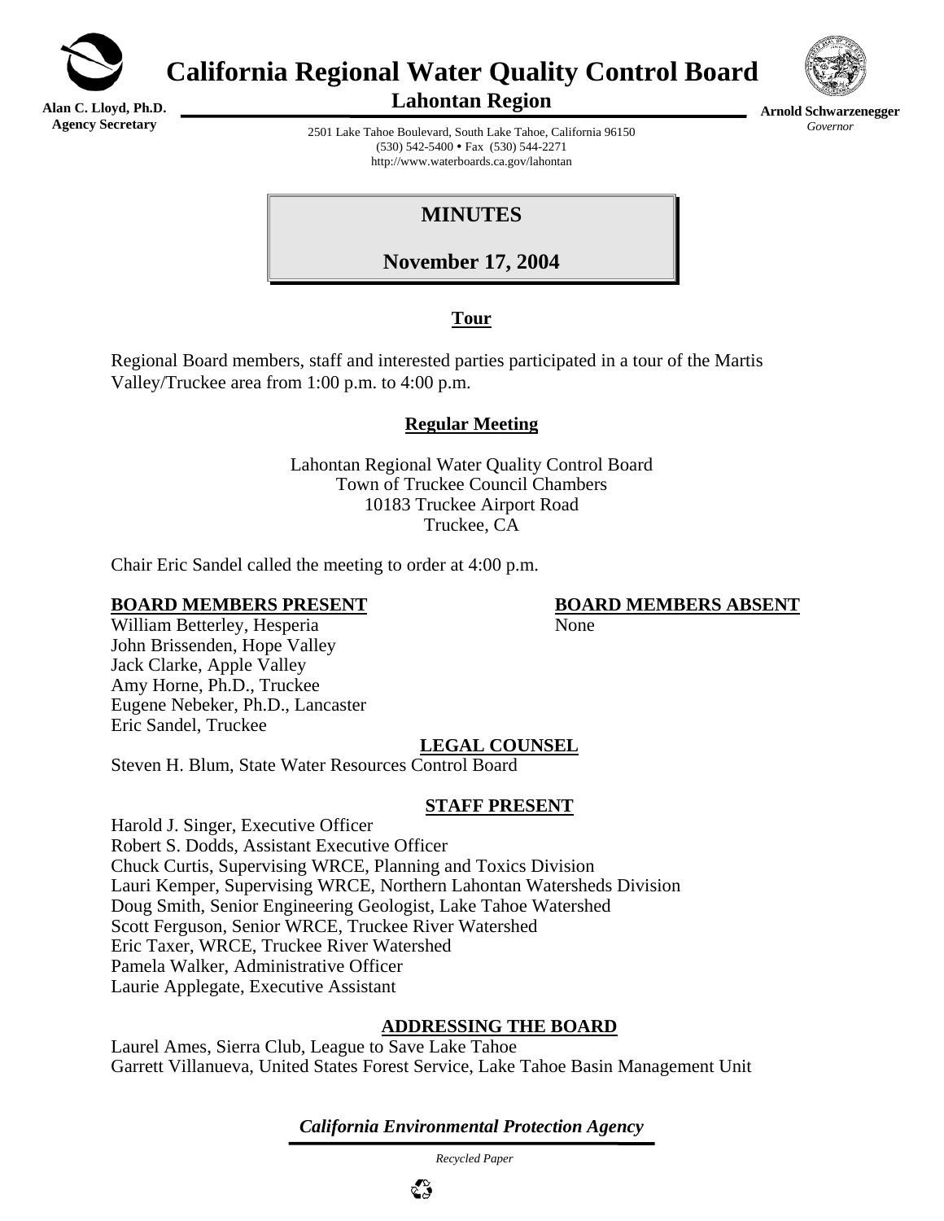**Alan C. Lloyd, Ph.D.**
**Agency Secretary**

# California Regional Water Quality Control Board

## Lahontan Region

**Arnold Schwarzenegger**
*Governor*

2501 Lake Tahoe Boulevard, South Lake Tahoe, California 96150
(530) 542-5400 • Fax (530) 544-2271
http://www.waterboards.ca.gov/lahontan

## MINUTES

## November 17, 2004

### Tour

Regional Board members, staff and interested parties participated in a tour of the Martis Valley/Truckee area from 1:00 p.m. to 4:00 p.m.

### Regular Meeting

Lahontan Regional Water Quality Control Board
Town of Truckee Council Chambers
10183 Truckee Airport Road
Truckee, CA

Chair Eric Sandel called the meeting to order at 4:00 p.m.

**BOARD MEMBERS PRESENT**

William Betterley, Hesperia
John Brissenden, Hope Valley
Jack Clarke, Apple Valley
Amy Horne, Ph.D., Truckee
Eugene Nebeker, Ph.D., Lancaster
Eric Sandel, Truckee

**BOARD MEMBERS ABSENT**

None

**LEGAL COUNSEL**

Steven H. Blum, State Water Resources Control Board

**STAFF PRESENT**

Harold J. Singer, Executive Officer
Robert S. Dodds, Assistant Executive Officer
Chuck Curtis, Supervising WRCE, Planning and Toxics Division
Lauri Kemper, Supervising WRCE, Northern Lahontan Watersheds Division
Doug Smith, Senior Engineering Geologist, Lake Tahoe Watershed
Scott Ferguson, Senior WRCE, Truckee River Watershed
Eric Taxer, WRCE, Truckee River Watershed
Pamela Walker, Administrative Officer
Laurie Applegate, Executive Assistant

**ADDRESSING THE BOARD**

Laurel Ames, Sierra Club, League to Save Lake Tahoe
Garrett Villanueva, United States Forest Service, Lake Tahoe Basin Management Unit

*California Environmental Protection Agency*

*Recycled Paper*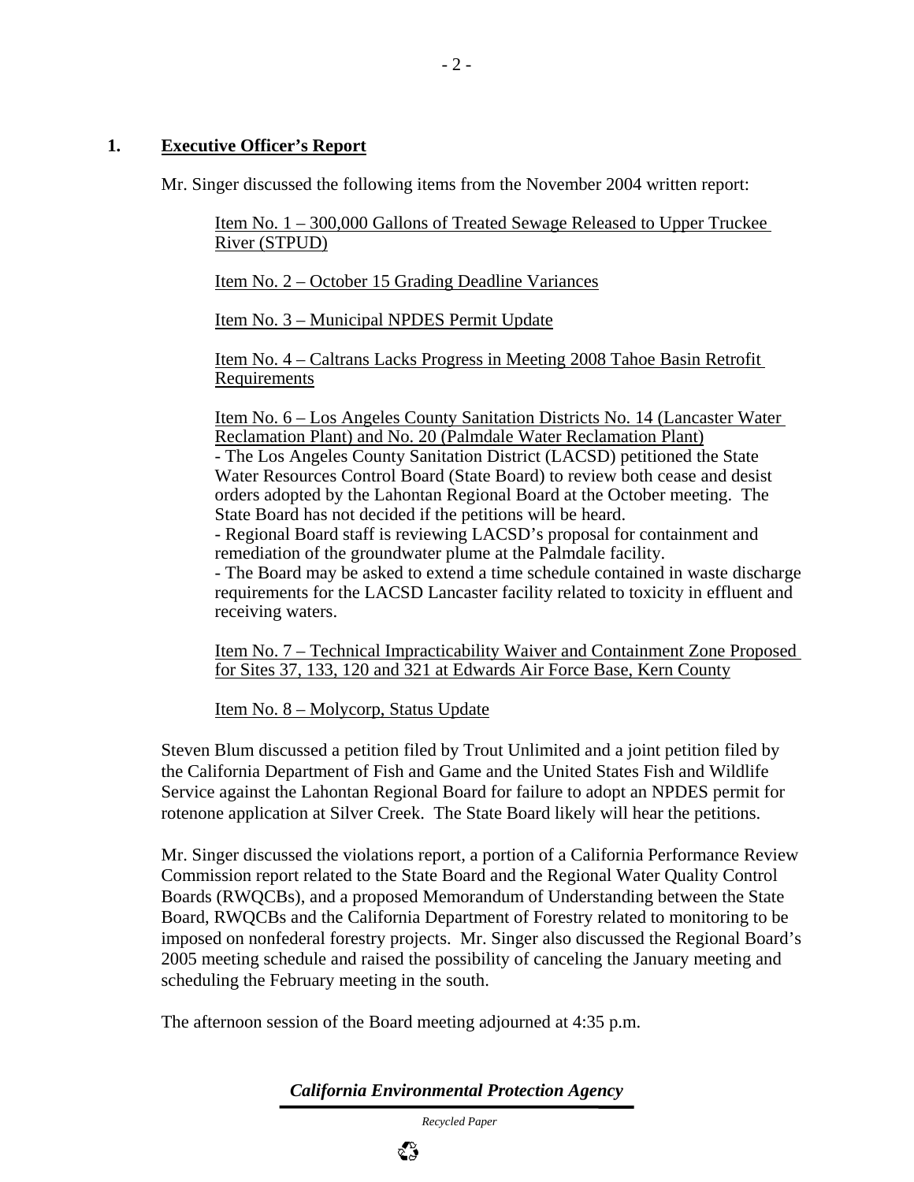## 1. Executive Officer's Report

Mr. Singer discussed the following items from the November 2004 written report:

Item No. 1 – 300,000 Gallons of Treated Sewage Released to Upper Truckee River (STPUD)

Item No. 2 – October 15 Grading Deadline Variances

Item No. 3 – Municipal NPDES Permit Update

Item No. 4 – Caltrans Lacks Progress in Meeting 2008 Tahoe Basin Retrofit Requirements

Item No. 6 – Los Angeles County Sanitation Districts No. 14 (Lancaster Water Reclamation Plant) and No. 20 (Palmdale Water Reclamation Plant)

- The Los Angeles County Sanitation District (LACSD) petitioned the State Water Resources Control Board (State Board) to review both cease and desist orders adopted by the Lahontan Regional Board at the October meeting. The State Board has not decided if the petitions will be heard.
- Regional Board staff is reviewing LACSD's proposal for containment and remediation of the groundwater plume at the Palmdale facility.
- The Board may be asked to extend a time schedule contained in waste discharge requirements for the LACSD Lancaster facility related to toxicity in effluent and receiving waters.

Item No. 7 – Technical Impracticability Waiver and Containment Zone Proposed for Sites 37, 133, 120 and 321 at Edwards Air Force Base, Kern County

Item No. 8 – Molycorp, Status Update

Steven Blum discussed a petition filed by Trout Unlimited and a joint petition filed by the California Department of Fish and Game and the United States Fish and Wildlife Service against the Lahontan Regional Board for failure to adopt an NPDES permit for rotenone application at Silver Creek. The State Board likely will hear the petitions.

Mr. Singer discussed the violations report, a portion of a California Performance Review Commission report related to the State Board and the Regional Water Quality Control Boards (RWQCBs), and a proposed Memorandum of Understanding between the State Board, RWQCBs and the California Department of Forestry related to monitoring to be imposed on nonfederal forestry projects. Mr. Singer also discussed the Regional Board's 2005 meeting schedule and raised the possibility of canceling the January meeting and scheduling the February meeting in the south.

The afternoon session of the Board meeting adjourned at 4:35 p.m.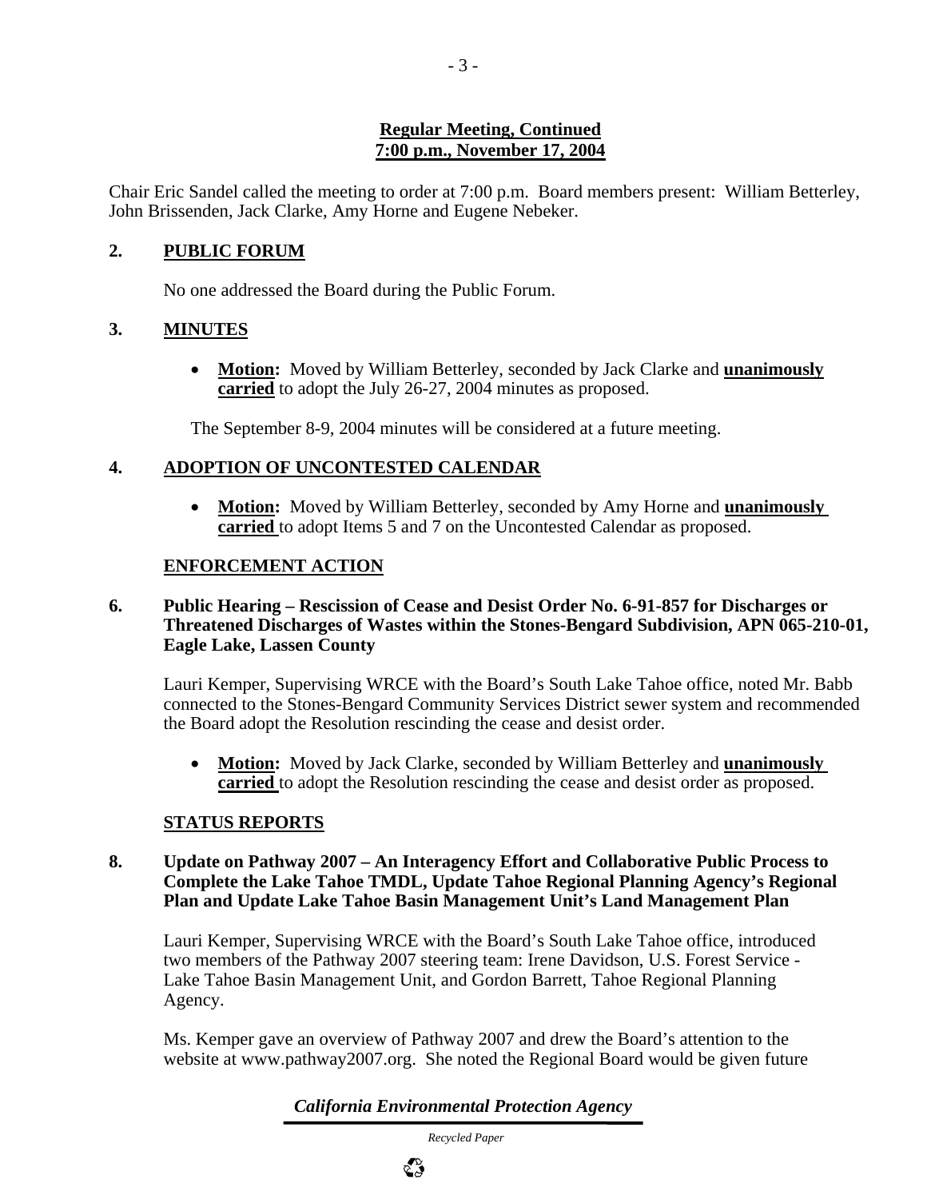**Regular Meeting, Continued**
**7:00 p.m., November 17, 2004**

Chair Eric Sandel called the meeting to order at 7:00 p.m. Board members present: William Betterley, John Brissenden, Jack Clarke, Amy Horne and Eugene Nebeker.

## 2. PUBLIC FORUM

No one addressed the Board during the Public Forum.

## 3. MINUTES

- **Motion:** Moved by William Betterley, seconded by Jack Clarke and **unanimously carried** to adopt the July 26-27, 2004 minutes as proposed.

The September 8-9, 2004 minutes will be considered at a future meeting.

## 4. ADOPTION OF UNCONTESTED CALENDAR

- **Motion:** Moved by William Betterley, seconded by Amy Horne and **unanimously carried** to adopt Items 5 and 7 on the Uncontested Calendar as proposed.

## ENFORCEMENT ACTION

### 6. Public Hearing – Rescission of Cease and Desist Order No. 6-91-857 for Discharges or Threatened Discharges of Wastes within the Stones-Bengard Subdivision, APN 065-210-01, Eagle Lake, Lassen County

Lauri Kemper, Supervising WRCE with the Board's South Lake Tahoe office, noted Mr. Babb connected to the Stones-Bengard Community Services District sewer system and recommended the Board adopt the Resolution rescinding the cease and desist order.

- **Motion:** Moved by Jack Clarke, seconded by William Betterley and **unanimously carried** to adopt the Resolution rescinding the cease and desist order as proposed.

## STATUS REPORTS

### 8. Update on Pathway 2007 – An Interagency Effort and Collaborative Public Process to Complete the Lake Tahoe TMDL, Update Tahoe Regional Planning Agency's Regional Plan and Update Lake Tahoe Basin Management Unit's Land Management Plan

Lauri Kemper, Supervising WRCE with the Board's South Lake Tahoe office, introduced two members of the Pathway 2007 steering team: Irene Davidson, U.S. Forest Service - Lake Tahoe Basin Management Unit, and Gordon Barrett, Tahoe Regional Planning Agency.

Ms. Kemper gave an overview of Pathway 2007 and drew the Board's attention to the website at www.pathway2007.org. She noted the Regional Board would be given future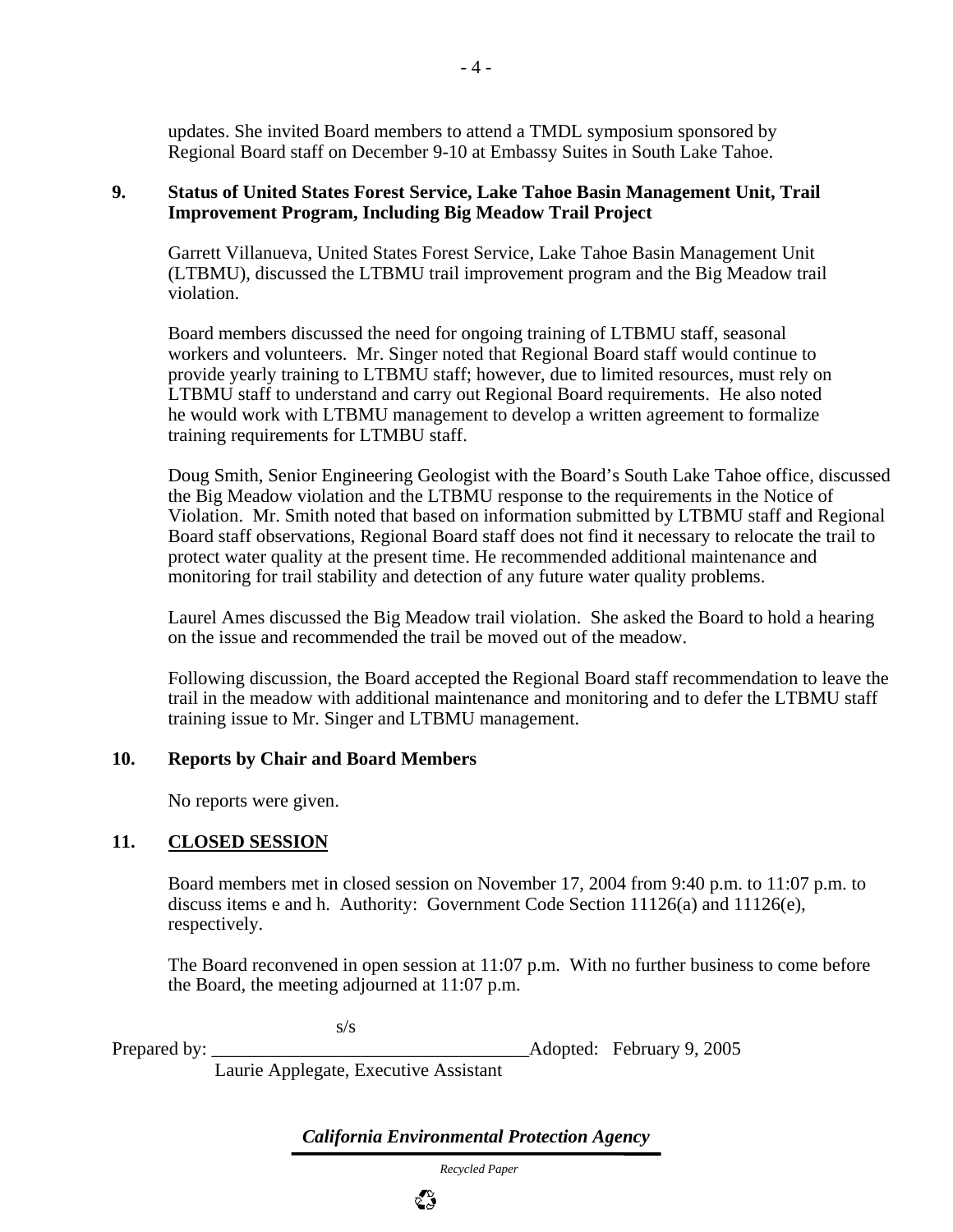updates. She invited Board members to attend a TMDL symposium sponsored by Regional Board staff on December 9-10 at Embassy Suites in South Lake Tahoe.

**9. Status of United States Forest Service, Lake Tahoe Basin Management Unit, Trail Improvement Program, Including Big Meadow Trail Project**

Garrett Villanueva, United States Forest Service, Lake Tahoe Basin Management Unit (LTBMU), discussed the LTBMU trail improvement program and the Big Meadow trail violation.

Board members discussed the need for ongoing training of LTBMU staff, seasonal workers and volunteers. Mr. Singer noted that Regional Board staff would continue to provide yearly training to LTBMU staff; however, due to limited resources, must rely on LTBMU staff to understand and carry out Regional Board requirements. He also noted he would work with LTBMU management to develop a written agreement to formalize training requirements for LTMBU staff.

Doug Smith, Senior Engineering Geologist with the Board's South Lake Tahoe office, discussed the Big Meadow violation and the LTBMU response to the requirements in the Notice of Violation. Mr. Smith noted that based on information submitted by LTBMU staff and Regional Board staff observations, Regional Board staff does not find it necessary to relocate the trail to protect water quality at the present time. He recommended additional maintenance and monitoring for trail stability and detection of any future water quality problems.

Laurel Ames discussed the Big Meadow trail violation. She asked the Board to hold a hearing on the issue and recommended the trail be moved out of the meadow.

Following discussion, the Board accepted the Regional Board staff recommendation to leave the trail in the meadow with additional maintenance and monitoring and to defer the LTBMU staff training issue to Mr. Singer and LTBMU management.

**10. Reports by Chair and Board Members**

No reports were given.

**11. CLOSED SESSION**

Board members met in closed session on November 17, 2004 from 9:40 p.m. to 11:07 p.m. to discuss items e and h. Authority: Government Code Section 11126(a) and 11126(e), respectively.

The Board reconvened in open session at 11:07 p.m. With no further business to come before the Board, the meeting adjourned at 11:07 p.m.

s/s

Prepared by: ________________________________ Adopted: February 9, 2005

Laurie Applegate, Executive Assistant

*California Environmental Protection Agency*

*Recycled Paper*